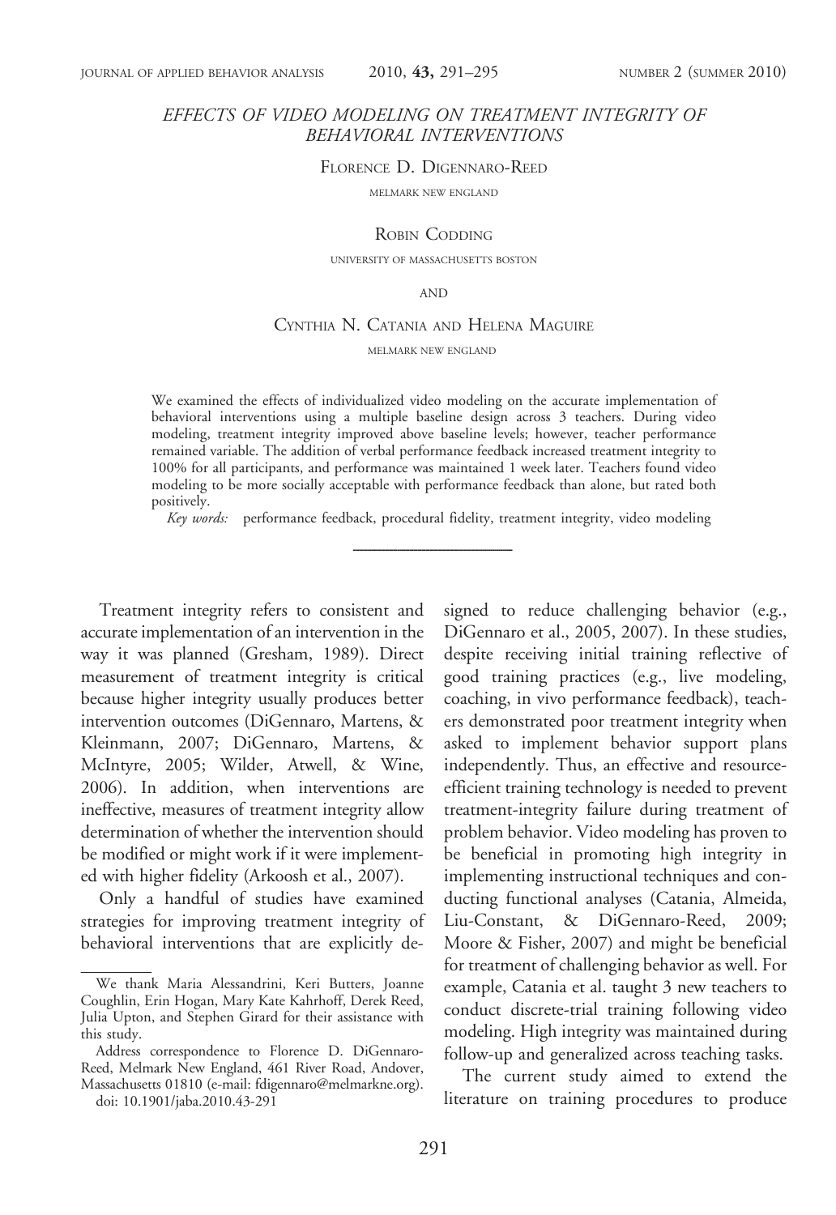# EFFECTS OF VIDEO MODELING ON TREATMENT INTEGRITY OF BEHAVIORAL INTERVENTIONS

FLORENCE D. DIGENNARO-REED

MELMARK NEW ENGLAND

ROBIN CODDING

UNIVERSITY OF MASSACHUSETTS BOSTON

AND

CYNTHIA N. CATANIA AND HELENA MAGUIRE

MELMARK NEW ENGLAND

We examined the effects of individualized video modeling on the accurate implementation of behavioral interventions using a multiple baseline design across 3 teachers. During video modeling, treatment integrity improved above baseline levels; however, teacher performance remained variable. The addition of verbal performance feedback increased treatment integrity to 100% for all participants, and performance was maintained 1 week later. Teachers found video modeling to be more socially acceptable with performance feedback than alone, but rated both positively.

*Key words:* performance feedback, procedural fidelity, treatment integrity, video modeling

---

Treatment integrity refers to consistent and accurate implementation of an intervention in the way it was planned (Gresham, 1989). Direct measurement of treatment integrity is critical because higher integrity usually produces better intervention outcomes (DiGennaro, Martens, & Kleinmann, 2007; DiGennaro, Martens, & McIntyre, 2005; Wilder, Atwell, & Wine, 2006). In addition, when interventions are ineffective, measures of treatment integrity allow determination of whether the intervention should be modified or might work if it were implemented with higher fidelity (Arkoosh et al., 2007).

Only a handful of studies have examined strategies for improving treatment integrity of behavioral interventions that are explicitly designed to reduce challenging behavior (e.g., DiGennaro et al., 2005, 2007). In these studies, despite receiving initial training reflective of good training practices (e.g., live modeling, coaching, in vivo performance feedback), teachers demonstrated poor treatment integrity when asked to implement behavior support plans independently. Thus, an effective and resource-efficient training technology is needed to prevent treatment-integrity failure during treatment of problem behavior. Video modeling has proven to be beneficial in promoting high integrity in implementing instructional techniques and conducting functional analyses (Catania, Almeida, Liu-Constant, & DiGennaro-Reed, 2009; Moore & Fisher, 2007) and might be beneficial for treatment of challenging behavior as well. For example, Catania et al. taught 3 new teachers to conduct discrete-trial training following video modeling. High integrity was maintained during follow-up and generalized across teaching tasks.

The current study aimed to extend the literature on training procedures to produce

---

We thank Maria Alessandrini, Keri Butters, Joanne Coughlin, Erin Hogan, Mary Kate Kahrhoff, Derek Reed, Julia Upton, and Stephen Girard for their assistance with this study.

Address correspondence to Florence D. DiGennaro-Reed, Melmark New England, 461 River Road, Andover, Massachusetts 01810 (e-mail: fdigennaro@melmarkne.org).

doi: 10.1901/jaba.2010.43-291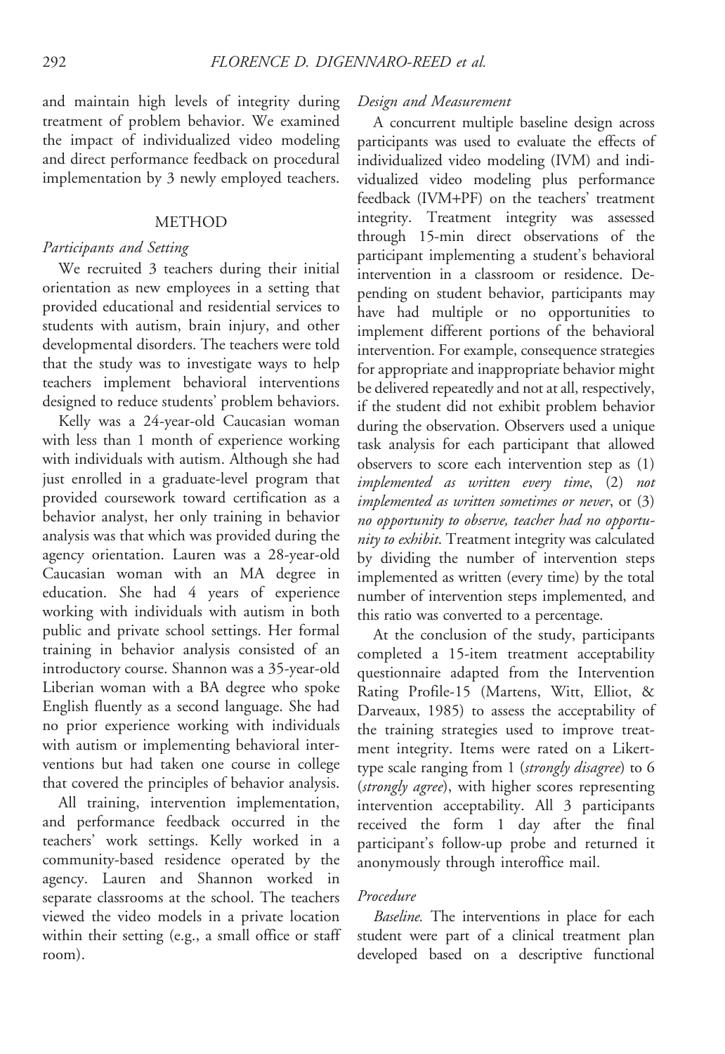and maintain high levels of integrity during treatment of problem behavior. We examined the impact of individualized video modeling and direct performance feedback on procedural implementation by 3 newly employed teachers.

## METHOD

### *Participants and Setting*

We recruited 3 teachers during their initial orientation as new employees in a setting that provided educational and residential services to students with autism, brain injury, and other developmental disorders. The teachers were told that the study was to investigate ways to help teachers implement behavioral interventions designed to reduce students' problem behaviors.

Kelly was a 24-year-old Caucasian woman with less than 1 month of experience working with individuals with autism. Although she had just enrolled in a graduate-level program that provided coursework toward certification as a behavior analyst, her only training in behavior analysis was that which was provided during the agency orientation. Lauren was a 28-year-old Caucasian woman with an MA degree in education. She had 4 years of experience working with individuals with autism in both public and private school settings. Her formal training in behavior analysis consisted of an introductory course. Shannon was a 35-year-old Liberian woman with a BA degree who spoke English fluently as a second language. She had no prior experience working with individuals with autism or implementing behavioral interventions but had taken one course in college that covered the principles of behavior analysis.

All training, intervention implementation, and performance feedback occurred in the teachers' work settings. Kelly worked in a community-based residence operated by the agency. Lauren and Shannon worked in separate classrooms at the school. The teachers viewed the video models in a private location within their setting (e.g., a small office or staff room).

### *Design and Measurement*

A concurrent multiple baseline design across participants was used to evaluate the effects of individualized video modeling (IVM) and individualized video modeling plus performance feedback (IVM+PF) on the teachers' treatment integrity. Treatment integrity was assessed through 15-min direct observations of the participant implementing a student's behavioral intervention in a classroom or residence. Depending on student behavior, participants may have had multiple or no opportunities to implement different portions of the behavioral intervention. For example, consequence strategies for appropriate and inappropriate behavior might be delivered repeatedly and not at all, respectively, if the student did not exhibit problem behavior during the observation. Observers used a unique task analysis for each participant that allowed observers to score each intervention step as (1) *implemented as written every time*, (2) *not implemented as written sometimes or never*, or (3) *no opportunity to observe, teacher had no opportunity to exhibit*. Treatment integrity was calculated by dividing the number of intervention steps implemented as written (every time) by the total number of intervention steps implemented, and this ratio was converted to a percentage.

At the conclusion of the study, participants completed a 15-item treatment acceptability questionnaire adapted from the Intervention Rating Profile-15 (Martens, Witt, Elliot, & Darveaux, 1985) to assess the acceptability of the training strategies used to improve treatment integrity. Items were rated on a Likert-type scale ranging from 1 (*strongly disagree*) to 6 (*strongly agree*), with higher scores representing intervention acceptability. All 3 participants received the form 1 day after the final participant's follow-up probe and returned it anonymously through interoffice mail.

### *Procedure*

*Baseline.* The interventions in place for each student were part of a clinical treatment plan developed based on a descriptive functional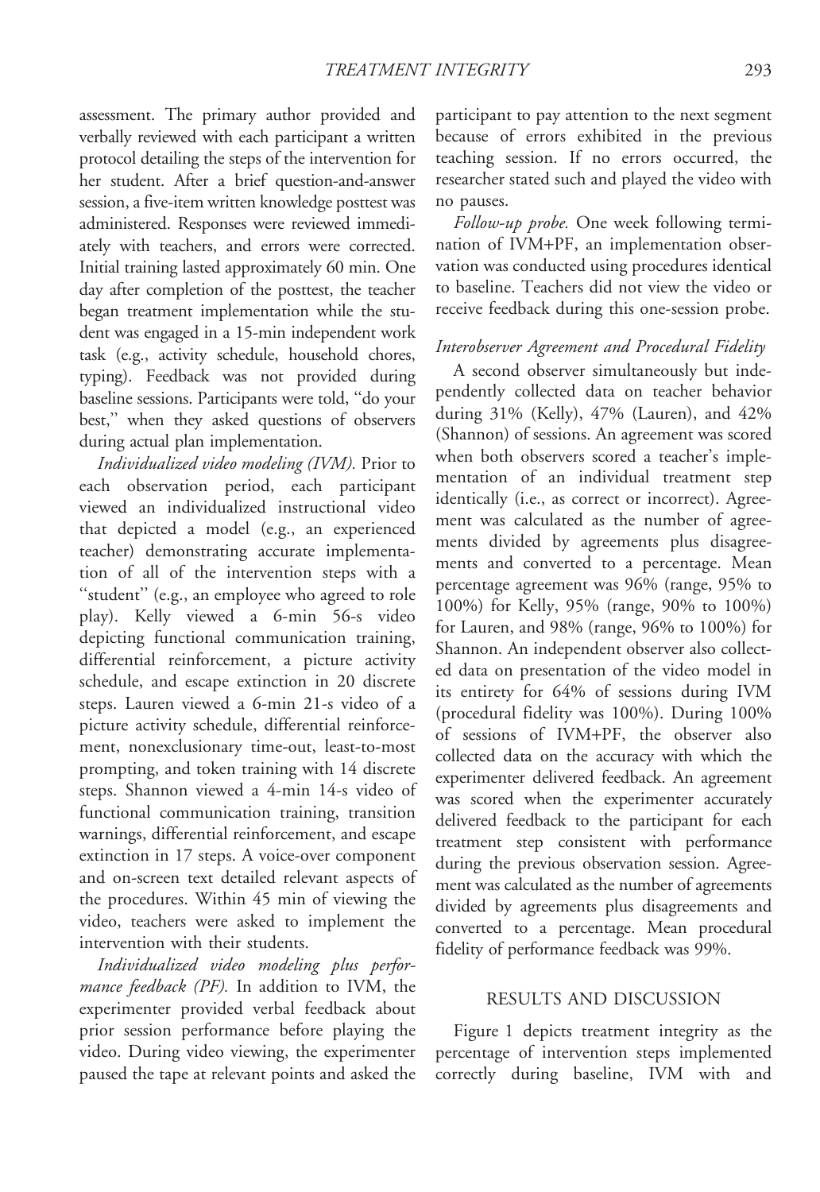assessment. The primary author provided and verbally reviewed with each participant a written protocol detailing the steps of the intervention for her student. After a brief question-and-answer session, a five-item written knowledge posttest was administered. Responses were reviewed immediately with teachers, and errors were corrected. Initial training lasted approximately 60 min. One day after completion of the posttest, the teacher began treatment implementation while the student was engaged in a 15-min independent work task (e.g., activity schedule, household chores, typing). Feedback was not provided during baseline sessions. Participants were told, "do your best," when they asked questions of observers during actual plan implementation.

*Individualized video modeling (IVM).* Prior to each observation period, each participant viewed an individualized instructional video that depicted a model (e.g., an experienced teacher) demonstrating accurate implementation of all of the intervention steps with a "student" (e.g., an employee who agreed to role play). Kelly viewed a 6-min 56-s video depicting functional communication training, differential reinforcement, a picture activity schedule, and escape extinction in 20 discrete steps. Lauren viewed a 6-min 21-s video of a picture activity schedule, differential reinforcement, nonexclusionary time-out, least-to-most prompting, and token training with 14 discrete steps. Shannon viewed a 4-min 14-s video of functional communication training, transition warnings, differential reinforcement, and escape extinction in 17 steps. A voice-over component and on-screen text detailed relevant aspects of the procedures. Within 45 min of viewing the video, teachers were asked to implement the intervention with their students.

*Individualized video modeling plus performance feedback (PF).* In addition to IVM, the experimenter provided verbal feedback about prior session performance before playing the video. During video viewing, the experimenter paused the tape at relevant points and asked the participant to pay attention to the next segment because of errors exhibited in the previous teaching session. If no errors occurred, the researcher stated such and played the video with no pauses.

*Follow-up probe.* One week following termination of IVM+PF, an implementation observation was conducted using procedures identical to baseline. Teachers did not view the video or receive feedback during this one-session probe.

### *Interobserver Agreement and Procedural Fidelity*

A second observer simultaneously but independently collected data on teacher behavior during 31% (Kelly), 47% (Lauren), and 42% (Shannon) of sessions. An agreement was scored when both observers scored a teacher's implementation of an individual treatment step identically (i.e., as correct or incorrect). Agreement was calculated as the number of agreements divided by agreements plus disagreements and converted to a percentage. Mean percentage agreement was 96% (range, 95% to 100%) for Kelly, 95% (range, 90% to 100%) for Lauren, and 98% (range, 96% to 100%) for Shannon. An independent observer also collected data on presentation of the video model in its entirety for 64% of sessions during IVM (procedural fidelity was 100%). During 100% of sessions of IVM+PF, the observer also collected data on the accuracy with which the experimenter delivered feedback. An agreement was scored when the experimenter accurately delivered feedback to the participant for each treatment step consistent with performance during the previous observation session. Agreement was calculated as the number of agreements divided by agreements plus disagreements and converted to a percentage. Mean procedural fidelity of performance feedback was 99%.

## RESULTS AND DISCUSSION

Figure 1 depicts treatment integrity as the percentage of intervention steps implemented correctly during baseline, IVM with and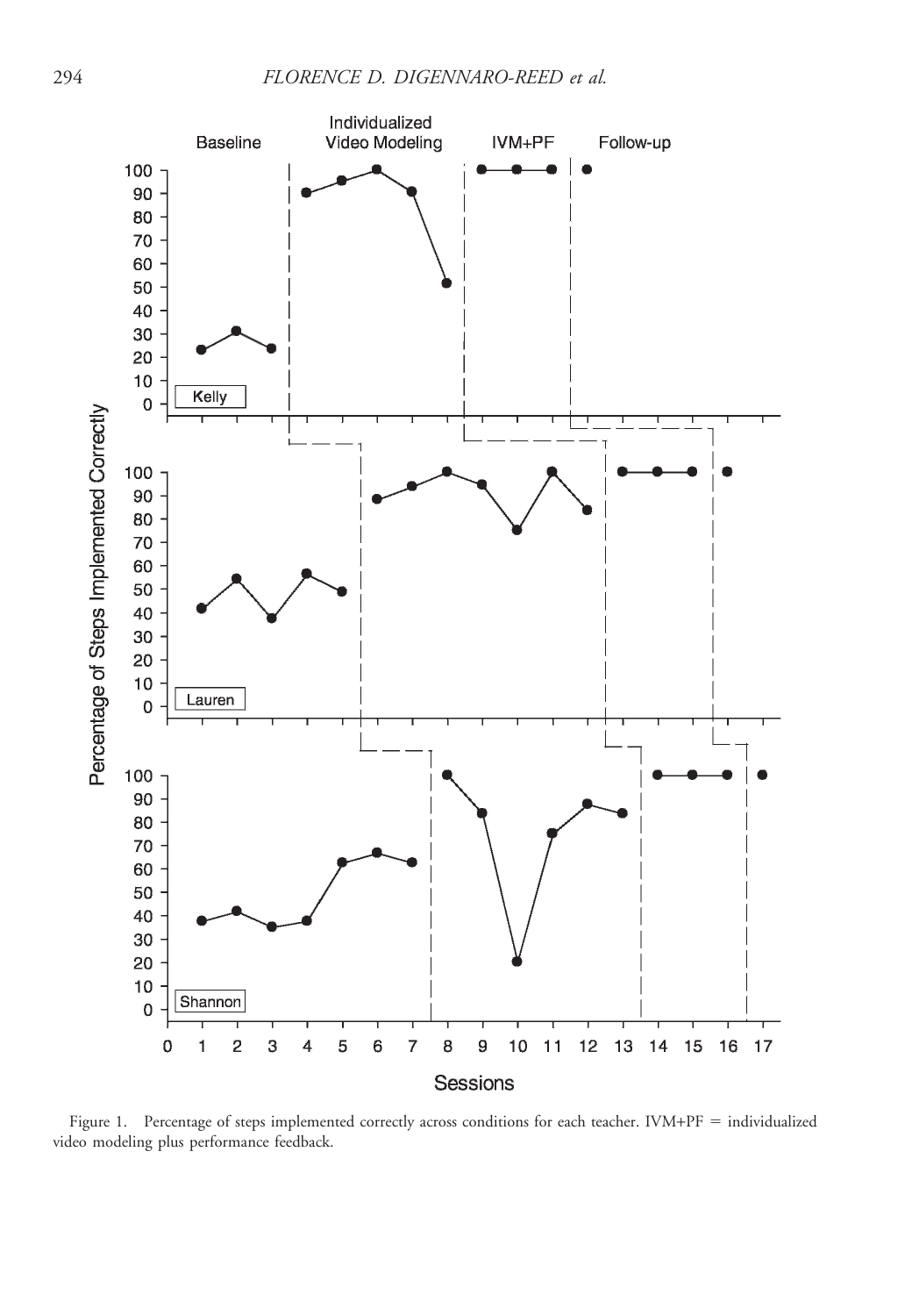Figure 1. Percentage of steps implemented correctly across conditions for each teacher. IVM+PF = individualized video modeling plus performance feedback.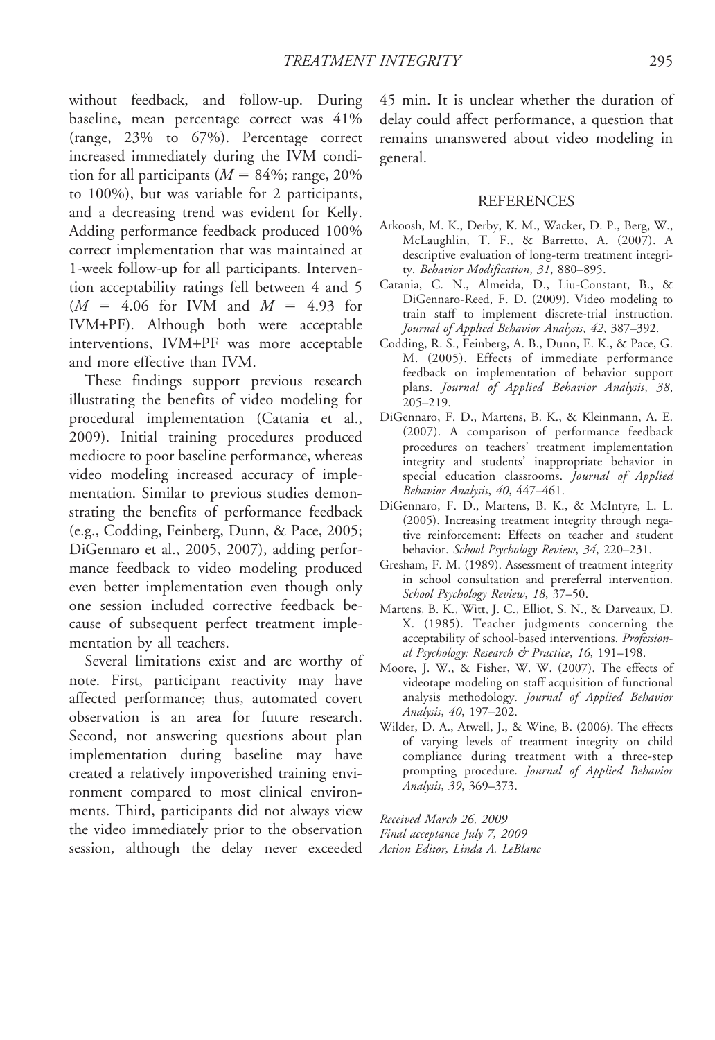without feedback, and follow-up. During baseline, mean percentage correct was 41% (range, 23% to 67%). Percentage correct increased immediately during the IVM condition for all participants ($M = 84\%$; range, 20% to 100%), but was variable for 2 participants, and a decreasing trend was evident for Kelly. Adding performance feedback produced 100% correct implementation that was maintained at 1-week follow-up for all participants. Intervention acceptability ratings fell between 4 and 5 ($M = 4.06$ for IVM and $M = 4.93$ for IVM+PF). Although both were acceptable interventions, IVM+PF was more acceptable and more effective than IVM.

These findings support previous research illustrating the benefits of video modeling for procedural implementation (Catania et al., 2009). Initial training procedures produced mediocre to poor baseline performance, whereas video modeling increased accuracy of implementation. Similar to previous studies demonstrating the benefits of performance feedback (e.g., Codding, Feinberg, Dunn, & Pace, 2005; DiGennaro et al., 2005, 2007), adding performance feedback to video modeling produced even better implementation even though only one session included corrective feedback because of subsequent perfect treatment implementation by all teachers.

Several limitations exist and are worthy of note. First, participant reactivity may have affected performance; thus, automated covert observation is an area for future research. Second, not answering questions about plan implementation during baseline may have created a relatively impoverished training environment compared to most clinical environments. Third, participants did not always view the video immediately prior to the observation session, although the delay never exceeded 45 min. It is unclear whether the duration of delay could affect performance, a question that remains unanswered about video modeling in general.

## REFERENCES

Arkoosh, M. K., Derby, K. M., Wacker, D. P., Berg, W., McLaughlin, T. F., & Barretto, A. (2007). A descriptive evaluation of long-term treatment integrity. *Behavior Modification*, *31*, 880–895.

Catania, C. N., Almeida, D., Liu-Constant, B., & DiGennaro-Reed, F. D. (2009). Video modeling to train staff to implement discrete-trial instruction. *Journal of Applied Behavior Analysis*, *42*, 387–392.

Codding, R. S., Feinberg, A. B., Dunn, E. K., & Pace, G. M. (2005). Effects of immediate performance feedback on implementation of behavior support plans. *Journal of Applied Behavior Analysis*, *38*, 205–219.

DiGennaro, F. D., Martens, B. K., & Kleinmann, A. E. (2007). A comparison of performance feedback procedures on teachers' treatment implementation integrity and students' inappropriate behavior in special education classrooms. *Journal of Applied Behavior Analysis*, *40*, 447–461.

DiGennaro, F. D., Martens, B. K., & McIntyre, L. L. (2005). Increasing treatment integrity through negative reinforcement: Effects on teacher and student behavior. *School Psychology Review*, *34*, 220–231.

Gresham, F. M. (1989). Assessment of treatment integrity in school consultation and prereferral intervention. *School Psychology Review*, *18*, 37–50.

Martens, B. K., Witt, J. C., Elliot, S. N., & Darveaux, D. X. (1985). Teacher judgments concerning the acceptability of school-based interventions. *Professional Psychology: Research & Practice*, *16*, 191–198.

Moore, J. W., & Fisher, W. W. (2007). The effects of videotape modeling on staff acquisition of functional analysis methodology. *Journal of Applied Behavior Analysis*, *40*, 197–202.

Wilder, D. A., Atwell, J., & Wine, B. (2006). The effects of varying levels of treatment integrity on child compliance during treatment with a three-step prompting procedure. *Journal of Applied Behavior Analysis*, *39*, 369–373.

*Received March 26, 2009*
*Final acceptance July 7, 2009*
*Action Editor, Linda A. LeBlanc*